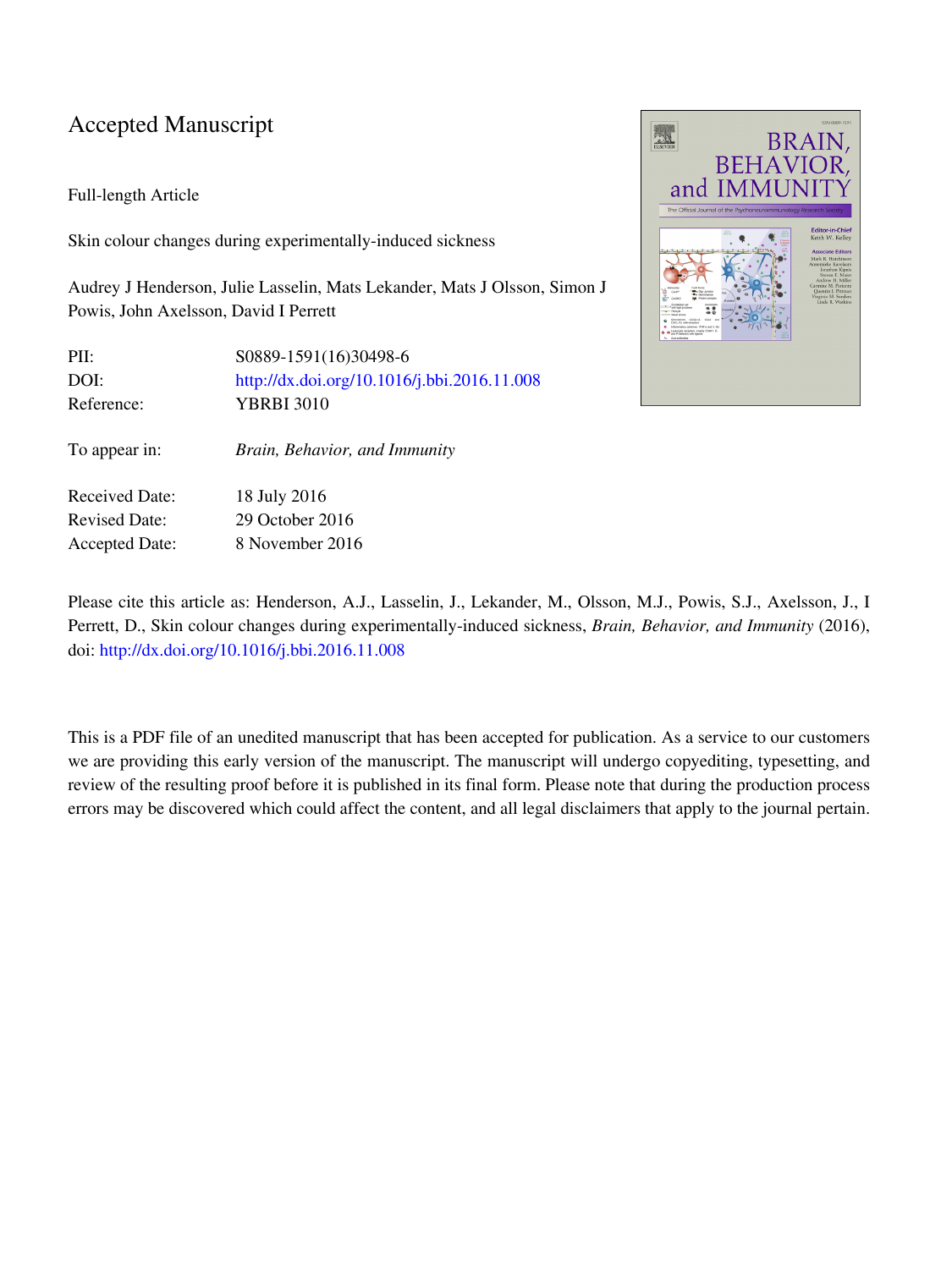# Accepted Manuscript

Full-length Article

Skin colour changes during experimentally-induced sickness

Audrey J Henderson, Julie Lasselin, Mats Lekander, Mats J Olsson, Simon J Powis, John Axelsson, David I Perrett

| | |
|---|---|
| PII: | S0889-1591(16)30498-6 |
| DOI: | http://dx.doi.org/10.1016/j.bbi.2016.11.008 |
| Reference: | YBRBI 3010 |

| | |
|---|---|
| To appear in: | *Brain, Behavior, and Immunity* |

| | |
|---|---|
| Received Date: | 18 July 2016 |
| Revised Date: | 29 October 2016 |
| Accepted Date: | 8 November 2016 |

Please cite this article as: Henderson, A.J., Lasselin, J., Lekander, M., Olsson, M.J., Powis, S.J., Axelsson, J., I Perrett, D., Skin colour changes during experimentally-induced sickness, *Brain, Behavior, and Immunity* (2016), doi: http://dx.doi.org/10.1016/j.bbi.2016.11.008

This is a PDF file of an unedited manuscript that has been accepted for publication. As a service to our customers we are providing this early version of the manuscript. The manuscript will undergo copyediting, typesetting, and review of the resulting proof before it is published in its final form. Please note that during the production process errors may be discovered which could affect the content, and all legal disclaimers that apply to the journal pertain.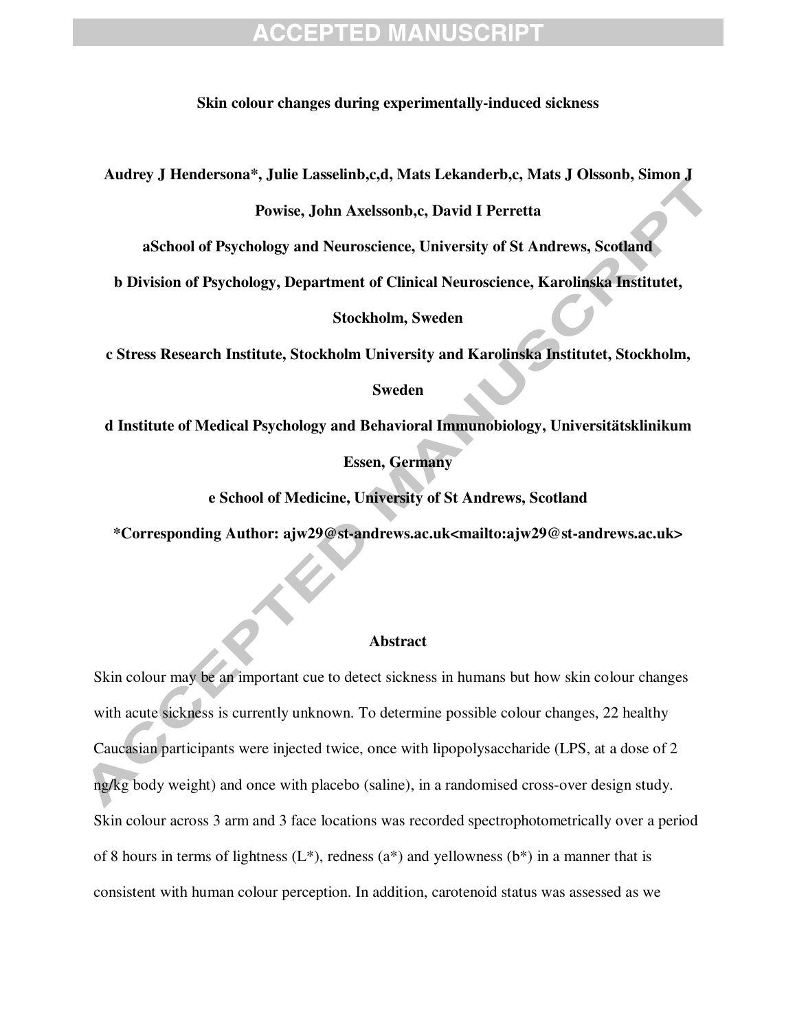**Skin colour changes during experimentally-induced sickness**

**Audrey J Henderson[a]*, Julie Lasselin[b,c,d], Mats Lekander[b,c], Mats J Olsson[b], Simon J Powis[e], John Axelsson[b,c], David I Perrett[a]**

**[a]School of Psychology and Neuroscience, University of St Andrews, Scotland**

**[b] Division of Psychology, Department of Clinical Neuroscience, Karolinska Institutet, Stockholm, Sweden**

**[c] Stress Research Institute, Stockholm University and Karolinska Institutet, Stockholm, Sweden**

**[d] Institute of Medical Psychology and Behavioral Immunobiology, Universitätsklinikum Essen, Germany**

**[e] School of Medicine, University of St Andrews, Scotland**

**\*Corresponding Author: ajw29@st-andrews.ac.uk<mailto:ajw29@st-andrews.ac.uk>**

## Abstract

Skin colour may be an important cue to detect sickness in humans but how skin colour changes with acute sickness is currently unknown. To determine possible colour changes, 22 healthy Caucasian participants were injected twice, once with lipopolysaccharide (LPS, at a dose of 2 ng/kg body weight) and once with placebo (saline), in a randomised cross-over design study. Skin colour across 3 arm and 3 face locations was recorded spectrophotometrically over a period of 8 hours in terms of lightness (L*), redness (a*) and yellowness (b*) in a manner that is consistent with human colour perception. In addition, carotenoid status was assessed as we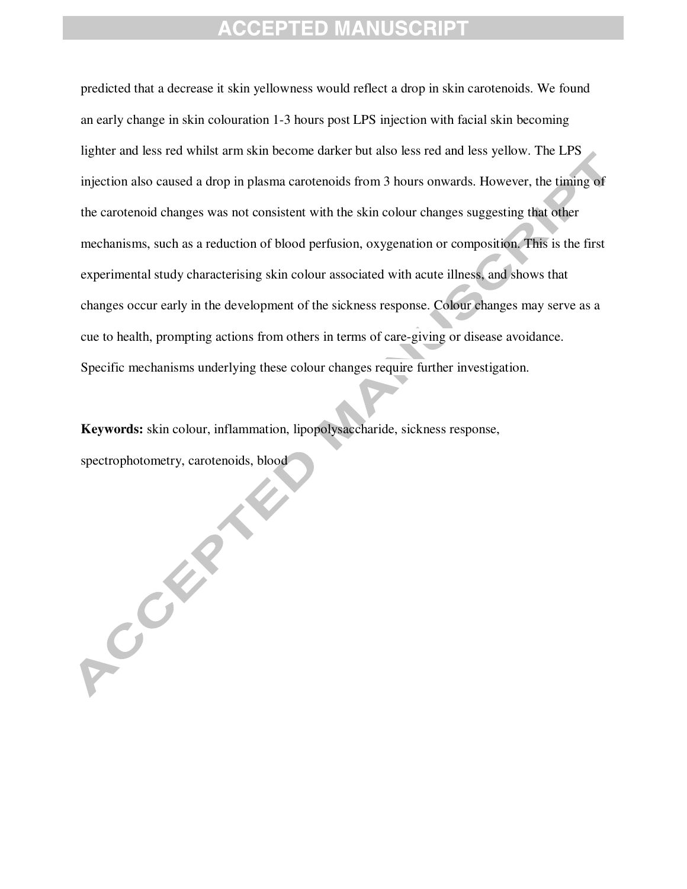predicted that a decrease it skin yellowness would reflect a drop in skin carotenoids. We found an early change in skin colouration 1-3 hours post LPS injection with facial skin becoming lighter and less red whilst arm skin become darker but also less red and less yellow. The LPS injection also caused a drop in plasma carotenoids from 3 hours onwards. However, the timing of the carotenoid changes was not consistent with the skin colour changes suggesting that other mechanisms, such as a reduction of blood perfusion, oxygenation or composition. This is the first experimental study characterising skin colour associated with acute illness, and shows that changes occur early in the development of the sickness response. Colour changes may serve as a cue to health, prompting actions from others in terms of care-giving or disease avoidance. Specific mechanisms underlying these colour changes require further investigation.

**Keywords:** skin colour, inflammation, lipopolysaccharide, sickness response, spectrophotometry, carotenoids, blood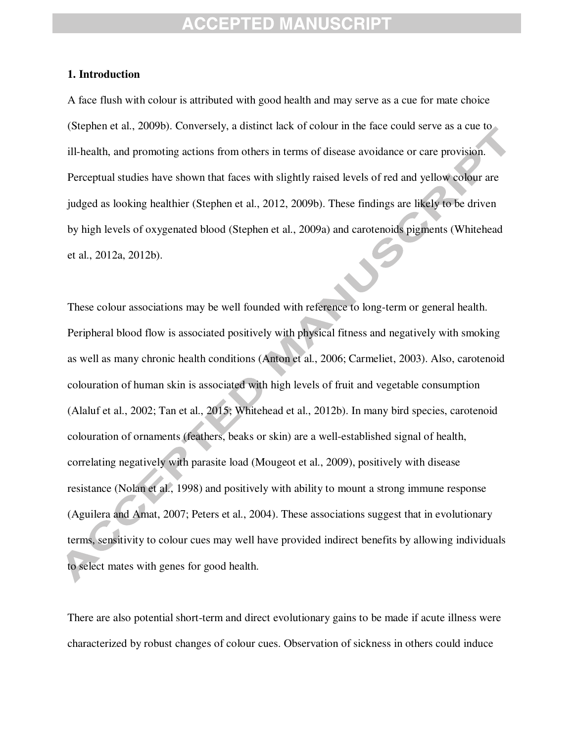## 1. Introduction

A face flush with colour is attributed with good health and may serve as a cue for mate choice (Stephen et al., 2009b). Conversely, a distinct lack of colour in the face could serve as a cue to ill-health, and promoting actions from others in terms of disease avoidance or care provision. Perceptual studies have shown that faces with slightly raised levels of red and yellow colour are judged as looking healthier (Stephen et al., 2012, 2009b). These findings are likely to be driven by high levels of oxygenated blood (Stephen et al., 2009a) and carotenoids pigments (Whitehead et al., 2012a, 2012b).

These colour associations may be well founded with reference to long-term or general health. Peripheral blood flow is associated positively with physical fitness and negatively with smoking as well as many chronic health conditions (Anton et al., 2006; Carmeliet, 2003). Also, carotenoid colouration of human skin is associated with high levels of fruit and vegetable consumption (Alaluf et al., 2002; Tan et al., 2015; Whitehead et al., 2012b). In many bird species, carotenoid colouration of ornaments (feathers, beaks or skin) are a well-established signal of health, correlating negatively with parasite load (Mougeot et al., 2009), positively with disease resistance (Nolan et al., 1998) and positively with ability to mount a strong immune response (Aguilera and Amat, 2007; Peters et al., 2004). These associations suggest that in evolutionary terms, sensitivity to colour cues may well have provided indirect benefits by allowing individuals to select mates with genes for good health.

There are also potential short-term and direct evolutionary gains to be made if acute illness were characterized by robust changes of colour cues. Observation of sickness in others could induce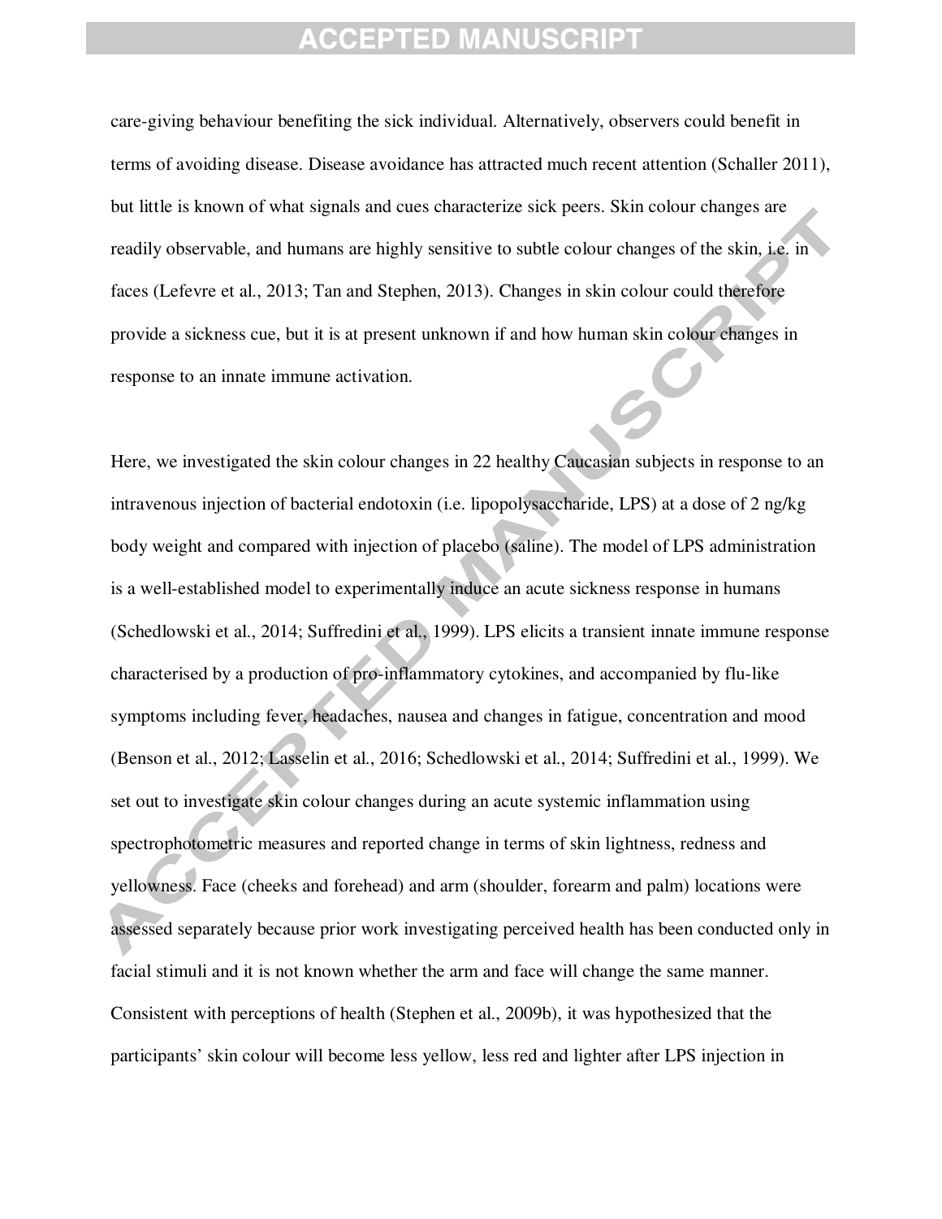care-giving behaviour benefiting the sick individual. Alternatively, observers could benefit in terms of avoiding disease. Disease avoidance has attracted much recent attention (Schaller 2011), but little is known of what signals and cues characterize sick peers. Skin colour changes are readily observable, and humans are highly sensitive to subtle colour changes of the skin, i.e. in faces (Lefevre et al., 2013; Tan and Stephen, 2013). Changes in skin colour could therefore provide a sickness cue, but it is at present unknown if and how human skin colour changes in response to an innate immune activation.

Here, we investigated the skin colour changes in 22 healthy Caucasian subjects in response to an intravenous injection of bacterial endotoxin (i.e. lipopolysaccharide, LPS) at a dose of 2 ng/kg body weight and compared with injection of placebo (saline). The model of LPS administration is a well-established model to experimentally induce an acute sickness response in humans (Schedlowski et al., 2014; Suffredini et al., 1999). LPS elicits a transient innate immune response characterised by a production of pro-inflammatory cytokines, and accompanied by flu-like symptoms including fever, headaches, nausea and changes in fatigue, concentration and mood (Benson et al., 2012; Lasselin et al., 2016; Schedlowski et al., 2014; Suffredini et al., 1999). We set out to investigate skin colour changes during an acute systemic inflammation using spectrophotometric measures and reported change in terms of skin lightness, redness and yellowness. Face (cheeks and forehead) and arm (shoulder, forearm and palm) locations were assessed separately because prior work investigating perceived health has been conducted only in facial stimuli and it is not known whether the arm and face will change the same manner. Consistent with perceptions of health (Stephen et al., 2009b), it was hypothesized that the participants' skin colour will become less yellow, less red and lighter after LPS injection in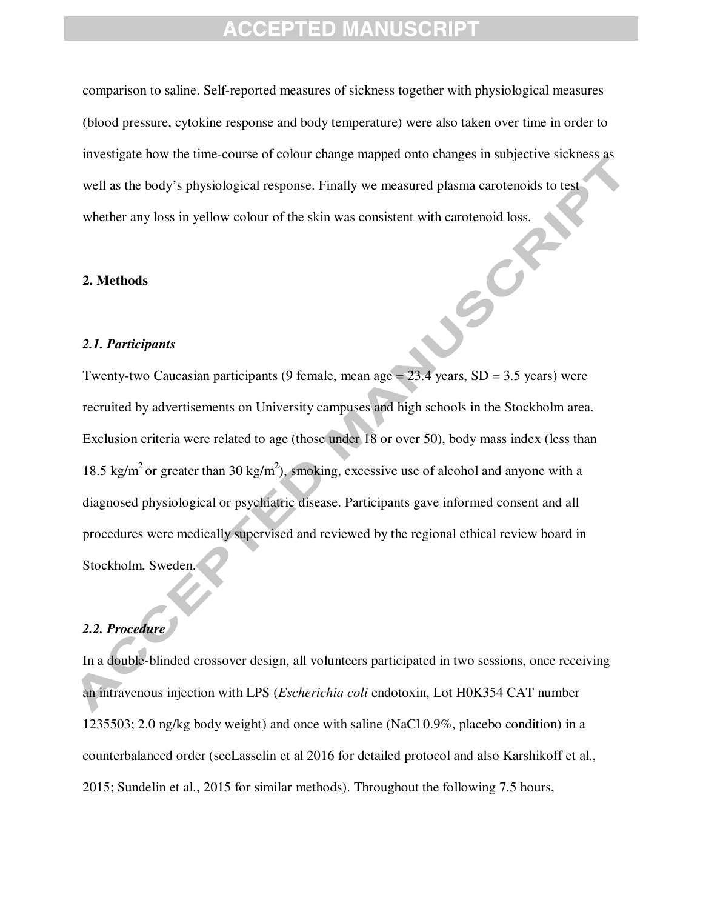comparison to saline. Self-reported measures of sickness together with physiological measures (blood pressure, cytokine response and body temperature) were also taken over time in order to investigate how the time-course of colour change mapped onto changes in subjective sickness as well as the body's physiological response. Finally we measured plasma carotenoids to test whether any loss in yellow colour of the skin was consistent with carotenoid loss.

## 2. Methods

### *2.1. Participants*

Twenty-two Caucasian participants (9 female, mean age = 23.4 years, SD = 3.5 years) were recruited by advertisements on University campuses and high schools in the Stockholm area. Exclusion criteria were related to age (those under 18 or over 50), body mass index (less than 18.5 kg/m$^2$ or greater than 30 kg/m$^2$), smoking, excessive use of alcohol and anyone with a diagnosed physiological or psychiatric disease. Participants gave informed consent and all procedures were medically supervised and reviewed by the regional ethical review board in Stockholm, Sweden.

### *2.2. Procedure*

In a double-blinded crossover design, all volunteers participated in two sessions, once receiving an intravenous injection with LPS (*Escherichia coli* endotoxin, Lot H0K354 CAT number 1235503; 2.0 ng/kg body weight) and once with saline (NaCl 0.9%, placebo condition) in a counterbalanced order (seeLasselin et al 2016 for detailed protocol and also Karshikoff et al., 2015; Sundelin et al., 2015 for similar methods). Throughout the following 7.5 hours,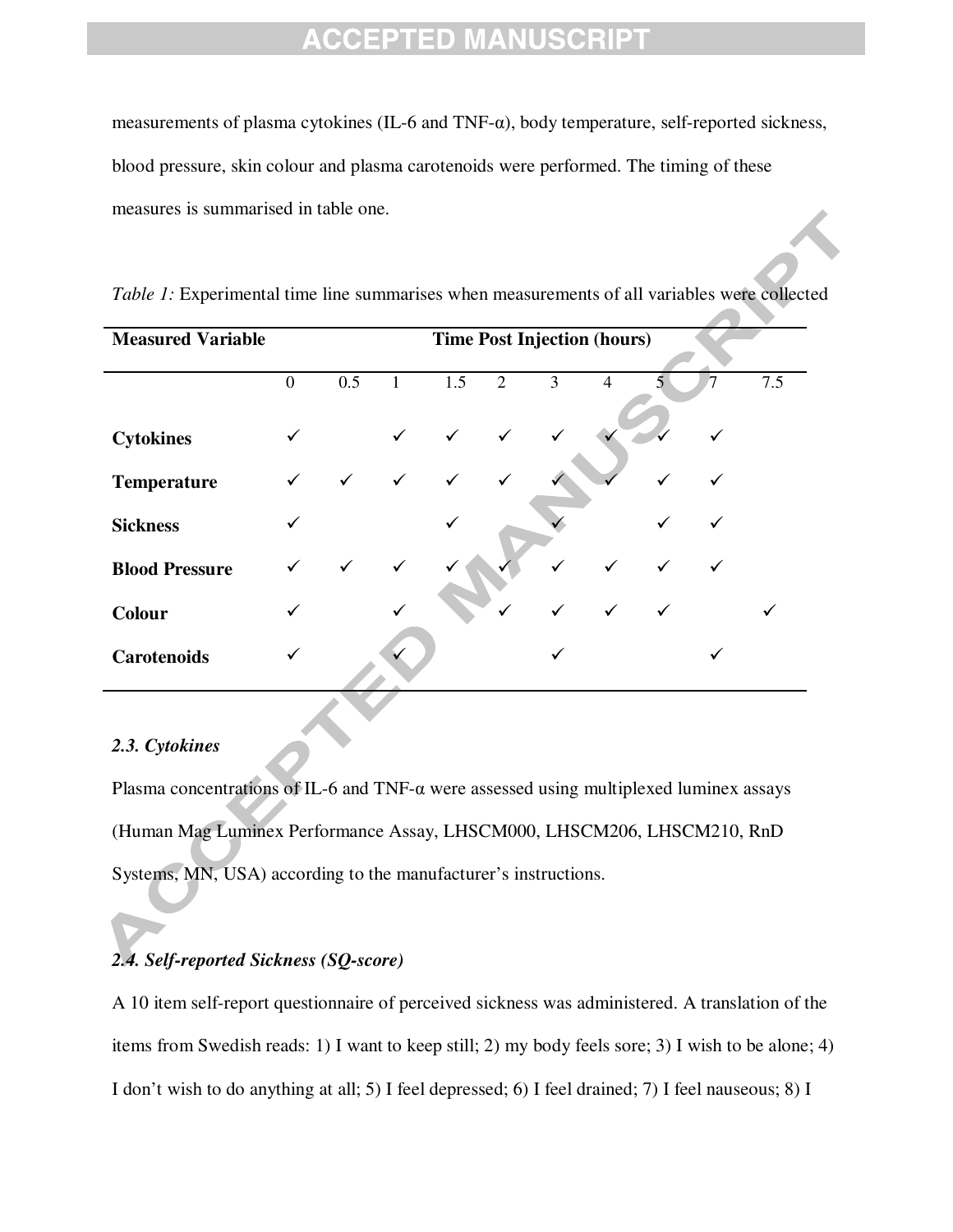measurements of plasma cytokines (IL-6 and TNF-α), body temperature, self-reported sickness, blood pressure, skin colour and plasma carotenoids were performed. The timing of these measures is summarised in table one.

*Table 1:* Experimental time line summarises when measurements of all variables were collected

| Measured Variable | Time Post Injection (hours) | | | | | | | | | |
|---|---|---|---|---|---|---|---|---|---|---|
| | 0 | 0.5 | 1 | 1.5 | 2 | 3 | 4 | 5 | 7 | 7.5 |
| **Cytokines** | ✓ | | ✓ | ✓ | ✓ | ✓ | ✓ | ✓ | ✓ | |
| **Temperature** | ✓ | ✓ | ✓ | ✓ | ✓ | ✓ | ✓ | ✓ | ✓ | |
| **Sickness** | ✓ | | | ✓ | | ✓ | | ✓ | ✓ | |
| **Blood Pressure** | ✓ | ✓ | ✓ | ✓ | ✓ | ✓ | ✓ | ✓ | ✓ | |
| **Colour** | ✓ | | ✓ | | ✓ | ✓ | ✓ | ✓ | | ✓ |
| **Carotenoids** | ✓ | | ✓ | | | ✓ | | | ✓ | |

### *2.3. Cytokines*

Plasma concentrations of IL-6 and TNF-α were assessed using multiplexed luminex assays (Human Mag Luminex Performance Assay, LHSCM000, LHSCM206, LHSCM210, RnD Systems, MN, USA) according to the manufacturer's instructions.

### *2.4. Self-reported Sickness (SQ-score)*

A 10 item self-report questionnaire of perceived sickness was administered. A translation of the items from Swedish reads: 1) I want to keep still; 2) my body feels sore; 3) I wish to be alone; 4) I don't wish to do anything at all; 5) I feel depressed; 6) I feel drained; 7) I feel nauseous; 8) I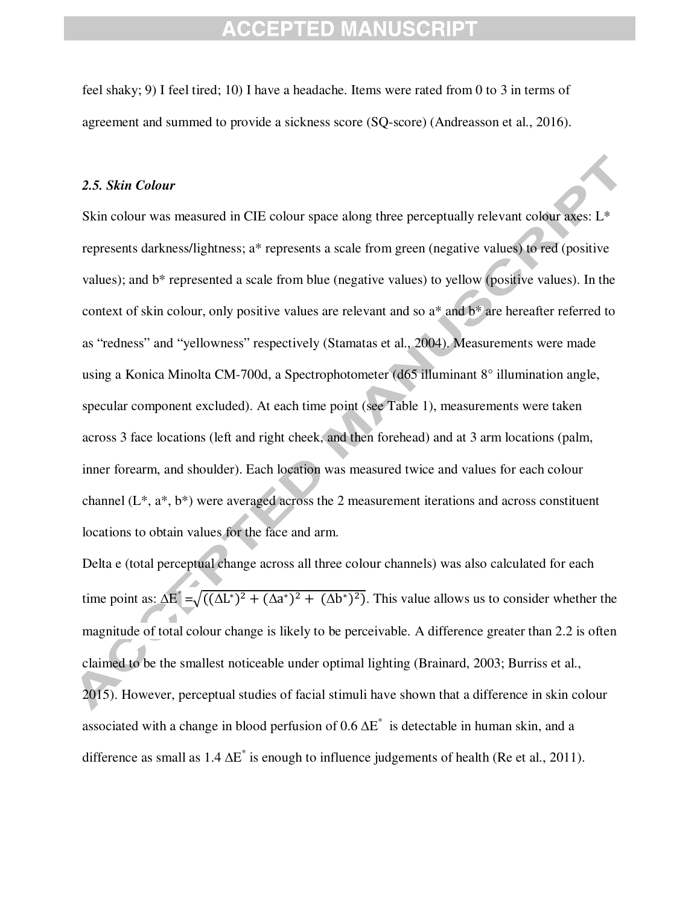feel shaky; 9) I feel tired; 10) I have a headache. Items were rated from 0 to 3 in terms of agreement and summed to provide a sickness score (SQ-score) (Andreasson et al., 2016).

### *2.5. Skin Colour*

Skin colour was measured in CIE colour space along three perceptually relevant colour axes: L* represents darkness/lightness; a* represents a scale from green (negative values) to red (positive values); and b* represented a scale from blue (negative values) to yellow (positive values). In the context of skin colour, only positive values are relevant and so a* and b* are hereafter referred to as "redness" and "yellowness" respectively (Stamatas et al., 2004). Measurements were made using a Konica Minolta CM-700d, a Spectrophotometer (d65 illuminant 8° illumination angle, specular component excluded). At each time point (see Table 1), measurements were taken across 3 face locations (left and right cheek, and then forehead) and at 3 arm locations (palm, inner forearm, and shoulder). Each location was measured twice and values for each colour channel (L*, a*, b*) were averaged across the 2 measurement iterations and across constituent locations to obtain values for the face and arm.

Delta e (total perceptual change across all three colour channels) was also calculated for each time point as: $\Delta E^* = \sqrt{((\Delta L^*)^2 + (\Delta a^*)^2 + (\Delta b^*)^2)}$. This value allows us to consider whether the magnitude of total colour change is likely to be perceivable. A difference greater than 2.2 is often claimed to be the smallest noticeable under optimal lighting (Brainard, 2003; Burriss et al., 2015). However, perceptual studies of facial stimuli have shown that a difference in skin colour associated with a change in blood perfusion of 0.6 $\Delta E^*$ is detectable in human skin, and a difference as small as 1.4 $\Delta E^*$ is enough to influence judgements of health (Re et al., 2011).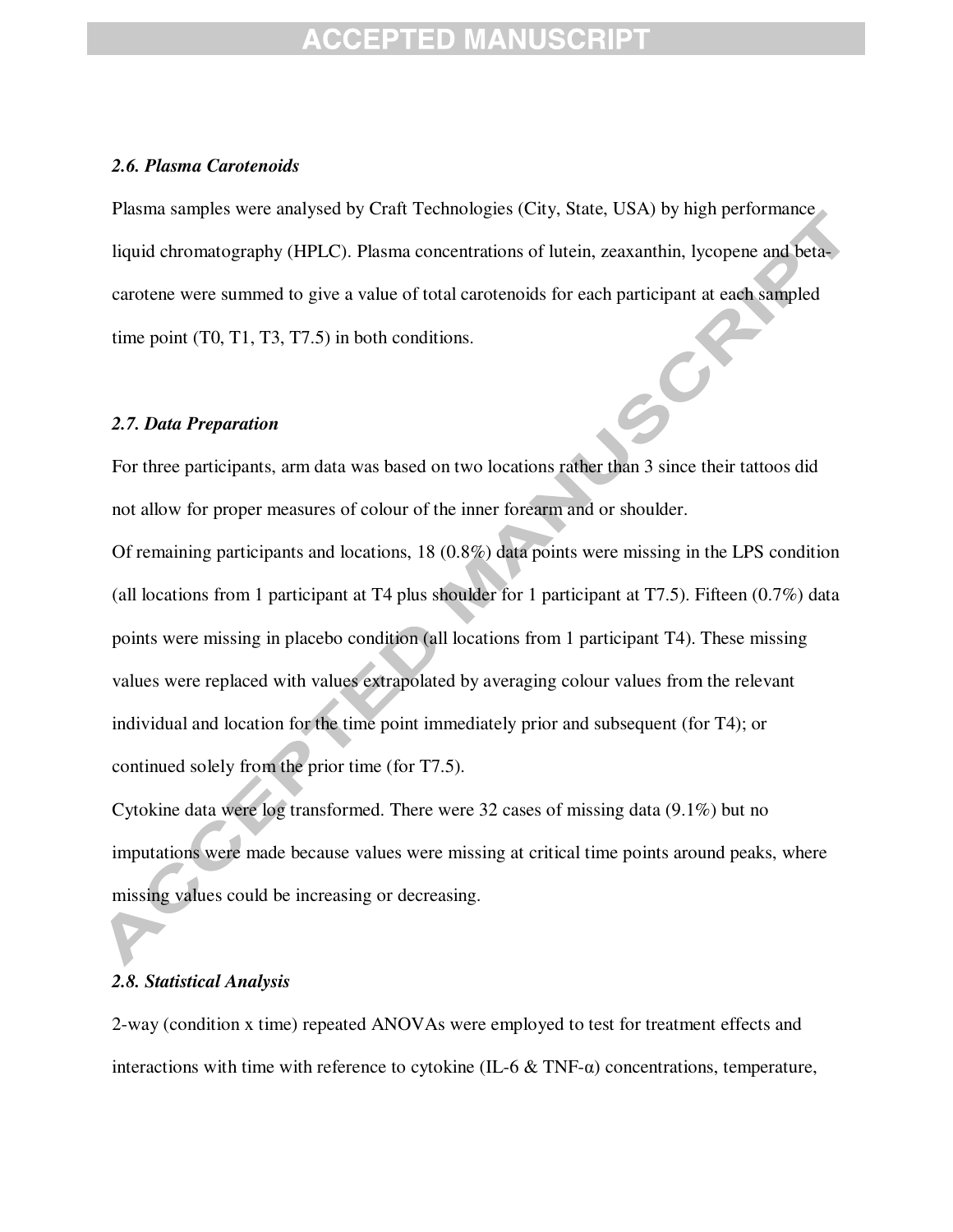### *2.6. Plasma Carotenoids*

Plasma samples were analysed by Craft Technologies (City, State, USA) by high performance liquid chromatography (HPLC). Plasma concentrations of lutein, zeaxanthin, lycopene and beta-carotene were summed to give a value of total carotenoids for each participant at each sampled time point (T0, T1, T3, T7.5) in both conditions.

### *2.7. Data Preparation*

For three participants, arm data was based on two locations rather than 3 since their tattoos did not allow for proper measures of colour of the inner forearm and or shoulder.

Of remaining participants and locations, 18 (0.8%) data points were missing in the LPS condition (all locations from 1 participant at T4 plus shoulder for 1 participant at T7.5). Fifteen (0.7%) data points were missing in placebo condition (all locations from 1 participant T4). These missing values were replaced with values extrapolated by averaging colour values from the relevant individual and location for the time point immediately prior and subsequent (for T4); or continued solely from the prior time (for T7.5).

Cytokine data were log transformed. There were 32 cases of missing data (9.1%) but no imputations were made because values were missing at critical time points around peaks, where missing values could be increasing or decreasing.

### *2.8. Statistical Analysis*

2-way (condition x time) repeated ANOVAs were employed to test for treatment effects and interactions with time with reference to cytokine (IL-6 & TNF-α) concentrations, temperature,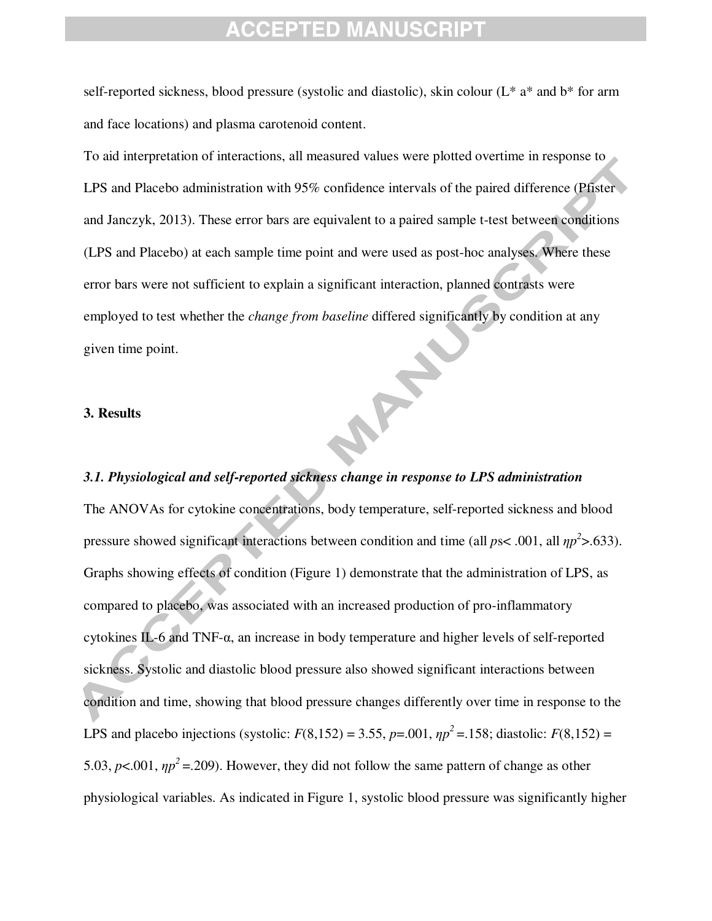self-reported sickness, blood pressure (systolic and diastolic), skin colour (L* a* and b* for arm and face locations) and plasma carotenoid content.

To aid interpretation of interactions, all measured values were plotted overtime in response to LPS and Placebo administration with 95% confidence intervals of the paired difference (Pfister and Janczyk, 2013). These error bars are equivalent to a paired sample t-test between conditions (LPS and Placebo) at each sample time point and were used as post-hoc analyses. Where these error bars were not sufficient to explain a significant interaction, planned contrasts were employed to test whether the *change from baseline* differed significantly by condition at any given time point.

## 3. Results

### *3.1. Physiological and self-reported sickness change in response to LPS administration*

The ANOVAs for cytokine concentrations, body temperature, self-reported sickness and blood pressure showed significant interactions between condition and time (all $ps < .001$, all $\eta p^2 > .633$). Graphs showing effects of condition (Figure 1) demonstrate that the administration of LPS, as compared to placebo, was associated with an increased production of pro-inflammatory cytokines IL-6 and TNF-α, an increase in body temperature and higher levels of self-reported sickness. Systolic and diastolic blood pressure also showed significant interactions between condition and time, showing that blood pressure changes differently over time in response to the LPS and placebo injections (systolic: $F(8,152) = 3.55$, $p = .001$, $\eta p^2 = .158$; diastolic: $F(8,152) = 5.03$, $p < .001$, $\eta p^2 = .209$). However, they did not follow the same pattern of change as other physiological variables. As indicated in Figure 1, systolic blood pressure was significantly higher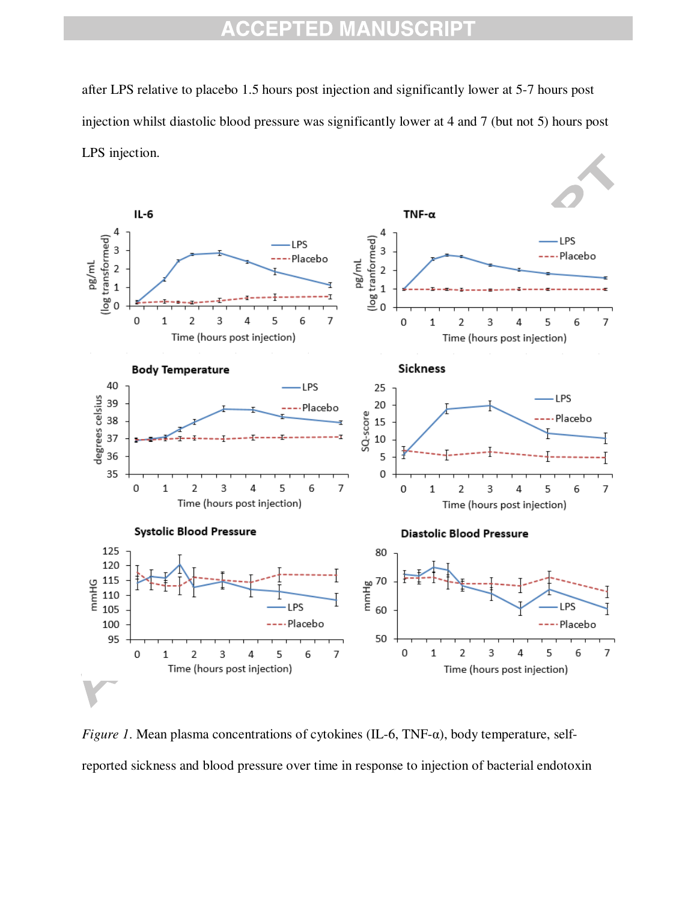after LPS relative to placebo 1.5 hours post injection and significantly lower at 5-7 hours post injection whilst diastolic blood pressure was significantly lower at 4 and 7 (but not 5) hours post LPS injection.

*Figure 1*. Mean plasma concentrations of cytokines (IL-6, TNF-α), body temperature, self-reported sickness and blood pressure over time in response to injection of bacterial endotoxin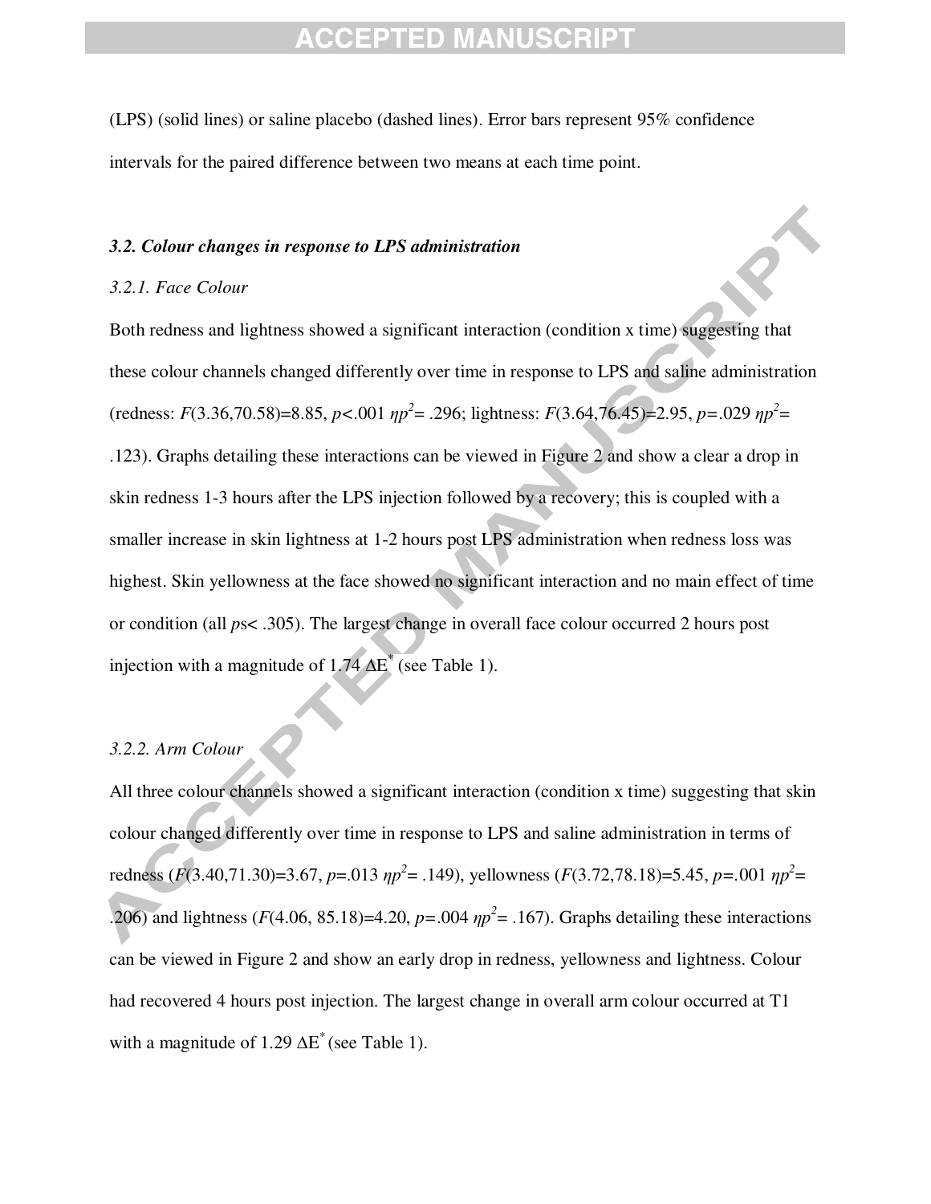(LPS) (solid lines) or saline placebo (dashed lines). Error bars represent 95% confidence intervals for the paired difference between two means at each time point.

### *3.2. Colour changes in response to LPS administration*

#### *3.2.1. Face Colour*

Both redness and lightness showed a significant interaction (condition x time) suggesting that these colour channels changed differently over time in response to LPS and saline administration (redness: $F(3.36,70.58)=8.85$, $p<.001$ $\eta p^2= .296$; lightness: $F(3.64,76.45)=2.95$, $p=.029$ $\eta p^2= .123$). Graphs detailing these interactions can be viewed in Figure 2 and show a clear a drop in skin redness 1-3 hours after the LPS injection followed by a recovery; this is coupled with a smaller increase in skin lightness at 1-2 hours post LPS administration when redness loss was highest. Skin yellowness at the face showed no significant interaction and no main effect of time or condition (all $ps< .305$). The largest change in overall face colour occurred 2 hours post injection with a magnitude of 1.74 $\Delta E^*$ (see Table 1).

#### *3.2.2. Arm Colour*

All three colour channels showed a significant interaction (condition x time) suggesting that skin colour changed differently over time in response to LPS and saline administration in terms of redness ($F(3.40,71.30)=3.67$, $p=.013$ $\eta p^2= .149$), yellowness ($F(3.72,78.18)=5.45$, $p=.001$ $\eta p^2= .206$) and lightness ($F(4.06, 85.18)=4.20$, $p=.004$ $\eta p^2= .167$). Graphs detailing these interactions can be viewed in Figure 2 and show an early drop in redness, yellowness and lightness. Colour had recovered 4 hours post injection. The largest change in overall arm colour occurred at T1 with a magnitude of 1.29 $\Delta E^*$ (see Table 1).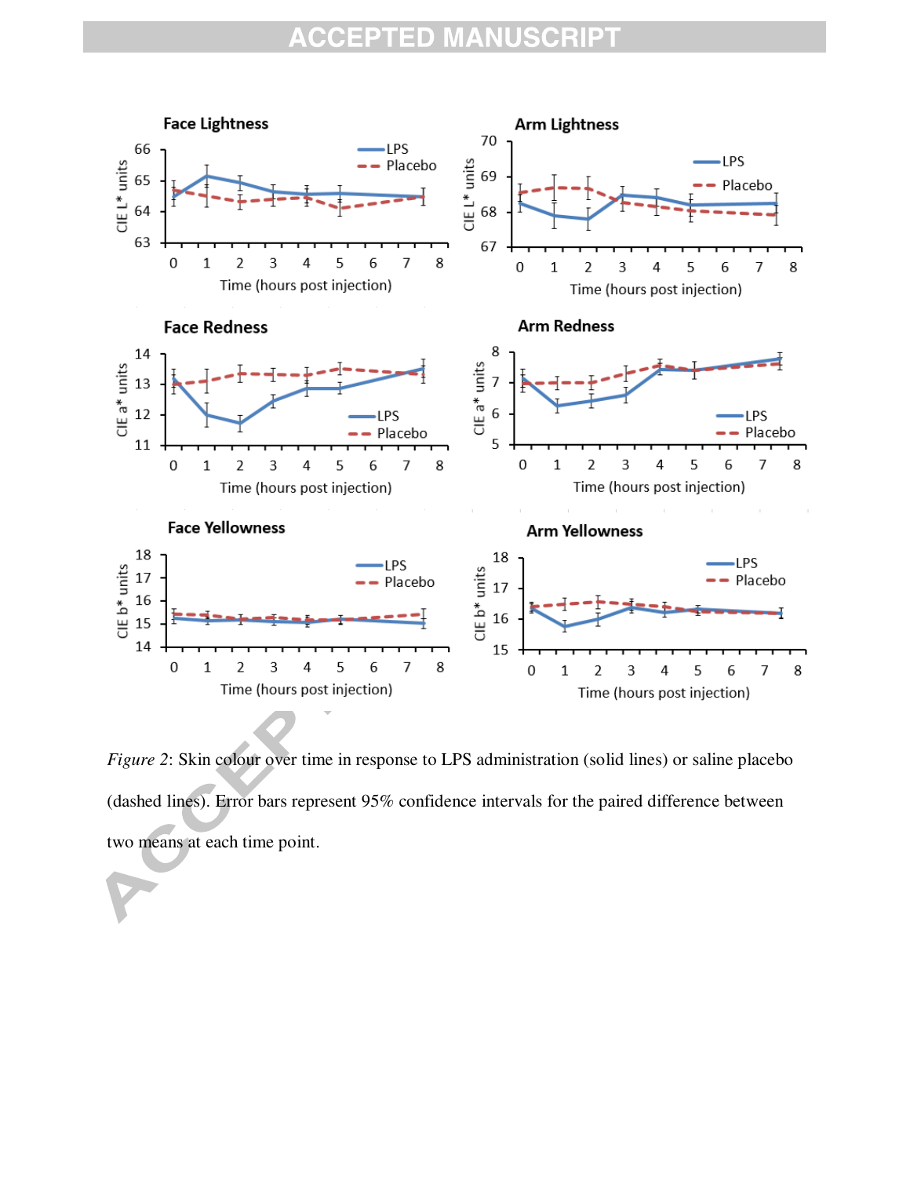*Figure 2*: Skin colour over time in response to LPS administration (solid lines) or saline placebo (dashed lines). Error bars represent 95% confidence intervals for the paired difference between two means at each time point.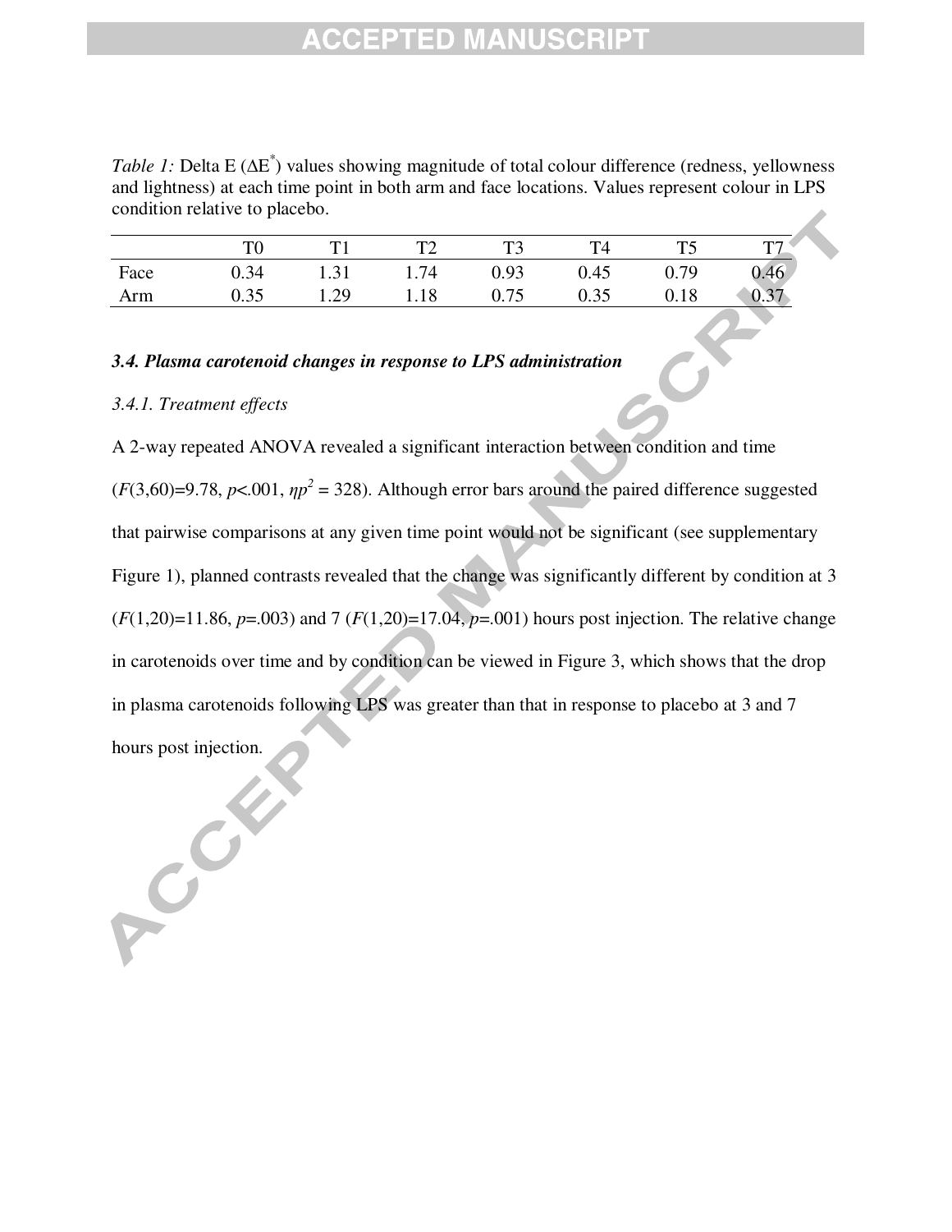*Table 1:* Delta E ($\Delta E^*$) values showing magnitude of total colour difference (redness, yellowness and lightness) at each time point in both arm and face locations. Values represent colour in LPS condition relative to placebo.

| | T0 | T1 | T2 | T3 | T4 | T5 | T7 |
|---|---|---|---|---|---|---|---|
| Face | 0.34 | 1.31 | 1.74 | 0.93 | 0.45 | 0.79 | 0.46 |
| Arm | 0.35 | 1.29 | 1.18 | 0.75 | 0.35 | 0.18 | 0.37 |

### *3.4. Plasma carotenoid changes in response to LPS administration*

#### *3.4.1. Treatment effects*

A 2-way repeated ANOVA revealed a significant interaction between condition and time ($F(3,60)=9.78$, $p<.001$, $\eta p^2 = 328$). Although error bars around the paired difference suggested that pairwise comparisons at any given time point would not be significant (see supplementary Figure 1), planned contrasts revealed that the change was significantly different by condition at 3 ($F(1,20)=11.86$, $p=.003$) and 7 ($F(1,20)=17.04$, $p=.001$) hours post injection. The relative change in carotenoids over time and by condition can be viewed in Figure 3, which shows that the drop in plasma carotenoids following LPS was greater than that in response to placebo at 3 and 7 hours post injection.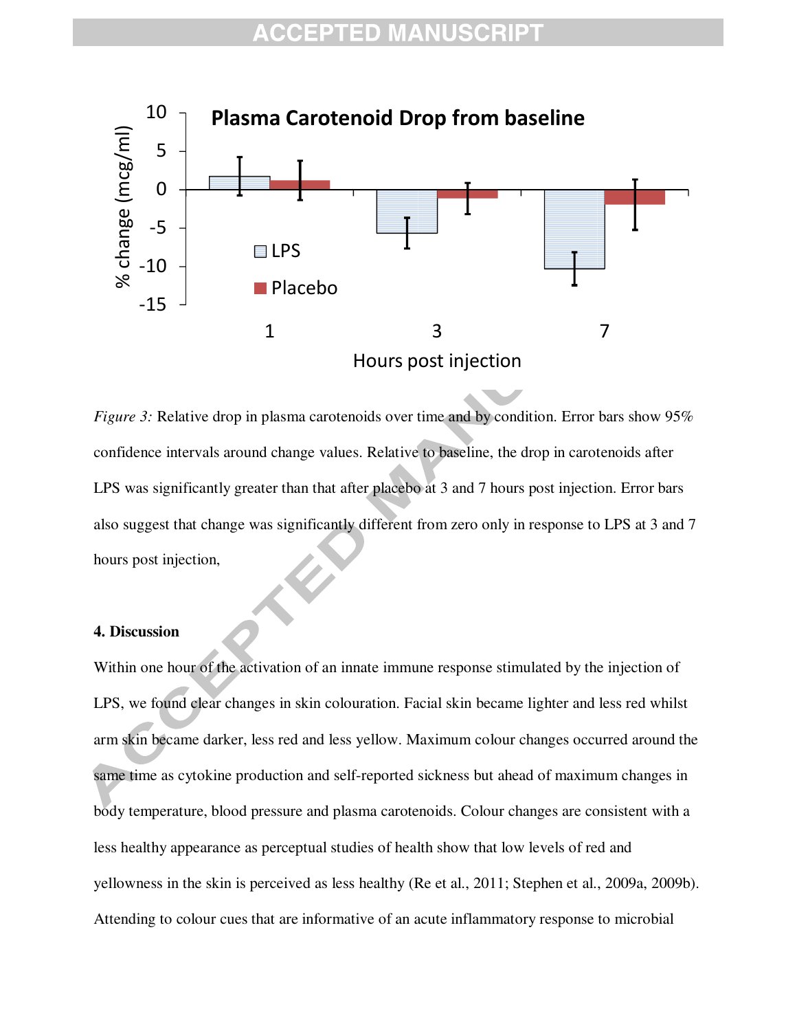*Figure 3:* Relative drop in plasma carotenoids over time and by condition. Error bars show 95% confidence intervals around change values. Relative to baseline, the drop in carotenoids after LPS was significantly greater than that after placebo at 3 and 7 hours post injection. Error bars also suggest that change was significantly different from zero only in response to LPS at 3 and 7 hours post injection,

**4. Discussion**

Within one hour of the activation of an innate immune response stimulated by the injection of LPS, we found clear changes in skin colouration. Facial skin became lighter and less red whilst arm skin became darker, less red and less yellow. Maximum colour changes occurred around the same time as cytokine production and self-reported sickness but ahead of maximum changes in body temperature, blood pressure and plasma carotenoids. Colour changes are consistent with a less healthy appearance as perceptual studies of health show that low levels of red and yellowness in the skin is perceived as less healthy (Re et al., 2011; Stephen et al., 2009a, 2009b). Attending to colour cues that are informative of an acute inflammatory response to microbial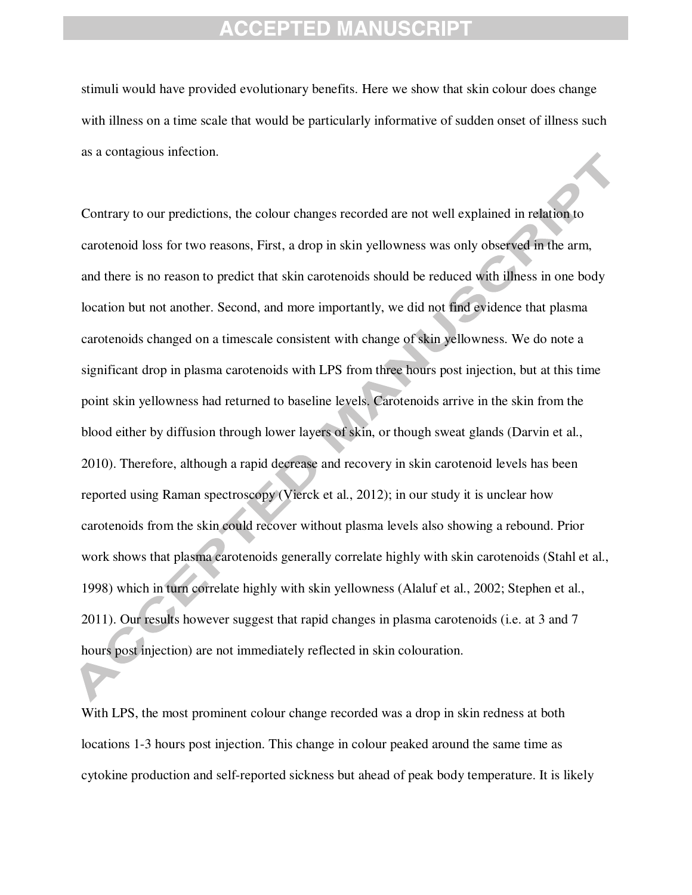stimuli would have provided evolutionary benefits. Here we show that skin colour does change with illness on a time scale that would be particularly informative of sudden onset of illness such as a contagious infection.

Contrary to our predictions, the colour changes recorded are not well explained in relation to carotenoid loss for two reasons, First, a drop in skin yellowness was only observed in the arm, and there is no reason to predict that skin carotenoids should be reduced with illness in one body location but not another. Second, and more importantly, we did not find evidence that plasma carotenoids changed on a timescale consistent with change of skin yellowness. We do note a significant drop in plasma carotenoids with LPS from three hours post injection, but at this time point skin yellowness had returned to baseline levels. Carotenoids arrive in the skin from the blood either by diffusion through lower layers of skin, or though sweat glands (Darvin et al., 2010). Therefore, although a rapid decrease and recovery in skin carotenoid levels has been reported using Raman spectroscopy (Vierck et al., 2012); in our study it is unclear how carotenoids from the skin could recover without plasma levels also showing a rebound. Prior work shows that plasma carotenoids generally correlate highly with skin carotenoids (Stahl et al., 1998) which in turn correlate highly with skin yellowness (Alaluf et al., 2002; Stephen et al., 2011). Our results however suggest that rapid changes in plasma carotenoids (i.e. at 3 and 7 hours post injection) are not immediately reflected in skin colouration.

With LPS, the most prominent colour change recorded was a drop in skin redness at both locations 1-3 hours post injection. This change in colour peaked around the same time as cytokine production and self-reported sickness but ahead of peak body temperature. It is likely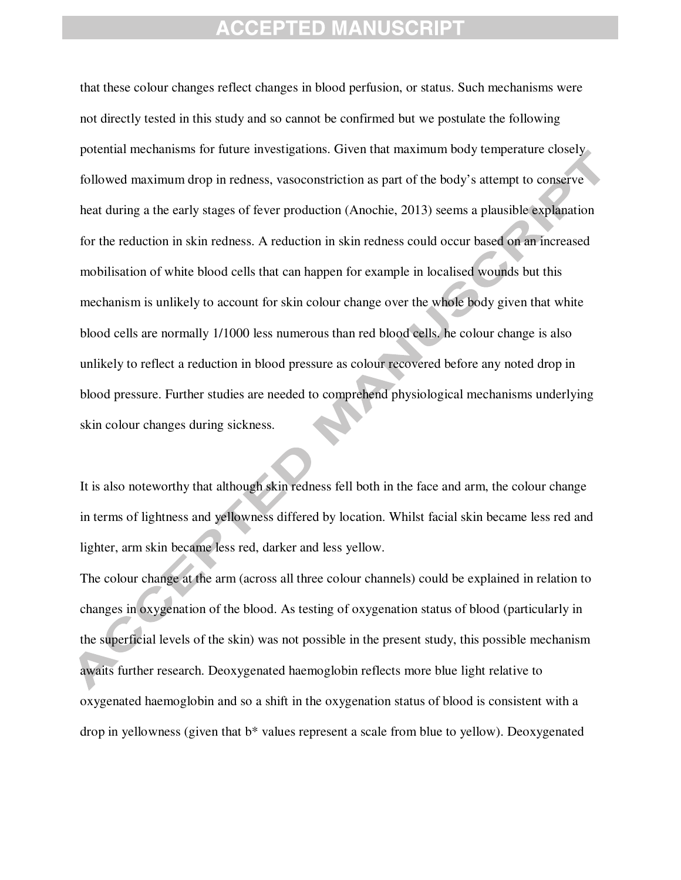that these colour changes reflect changes in blood perfusion, or status. Such mechanisms were not directly tested in this study and so cannot be confirmed but we postulate the following potential mechanisms for future investigations. Given that maximum body temperature closely followed maximum drop in redness, vasoconstriction as part of the body's attempt to conserve heat during a the early stages of fever production (Anochie, 2013) seems a plausible explanation for the reduction in skin redness. A reduction in skin redness could occur based on an increased mobilisation of white blood cells that can happen for example in localised wounds but this mechanism is unlikely to account for skin colour change over the whole body given that white blood cells are normally 1/1000 less numerous than red blood cells. he colour change is also unlikely to reflect a reduction in blood pressure as colour recovered before any noted drop in blood pressure. Further studies are needed to comprehend physiological mechanisms underlying skin colour changes during sickness.

It is also noteworthy that although skin redness fell both in the face and arm, the colour change in terms of lightness and yellowness differed by location. Whilst facial skin became less red and lighter, arm skin became less red, darker and less yellow.

The colour change at the arm (across all three colour channels) could be explained in relation to changes in oxygenation of the blood. As testing of oxygenation status of blood (particularly in the superficial levels of the skin) was not possible in the present study, this possible mechanism awaits further research. Deoxygenated haemoglobin reflects more blue light relative to oxygenated haemoglobin and so a shift in the oxygenation status of blood is consistent with a drop in yellowness (given that b* values represent a scale from blue to yellow). Deoxygenated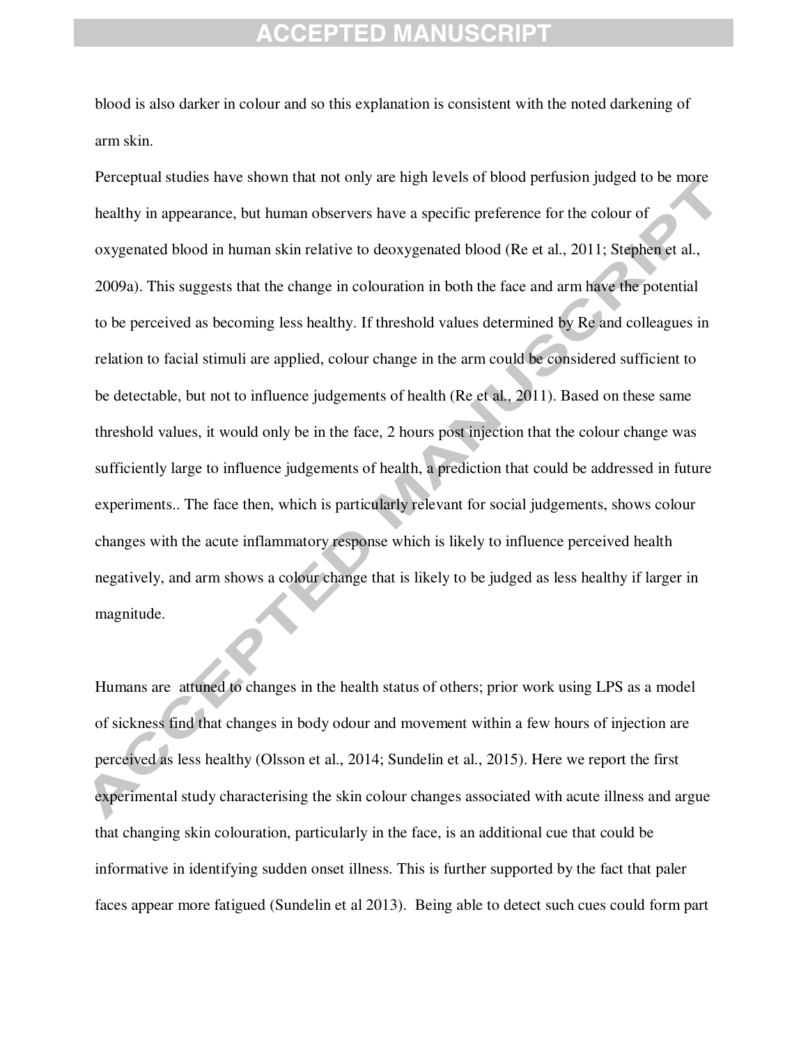blood is also darker in colour and so this explanation is consistent with the noted darkening of arm skin.

Perceptual studies have shown that not only are high levels of blood perfusion judged to be more healthy in appearance, but human observers have a specific preference for the colour of oxygenated blood in human skin relative to deoxygenated blood (Re et al., 2011; Stephen et al., 2009a). This suggests that the change in colouration in both the face and arm have the potential to be perceived as becoming less healthy. If threshold values determined by Re and colleagues in relation to facial stimuli are applied, colour change in the arm could be considered sufficient to be detectable, but not to influence judgements of health (Re et al., 2011). Based on these same threshold values, it would only be in the face, 2 hours post injection that the colour change was sufficiently large to influence judgements of health, a prediction that could be addressed in future experiments.. The face then, which is particularly relevant for social judgements, shows colour changes with the acute inflammatory response which is likely to influence perceived health negatively, and arm shows a colour change that is likely to be judged as less healthy if larger in magnitude.

Humans are  attuned to changes in the health status of others; prior work using LPS as a model of sickness find that changes in body odour and movement within a few hours of injection are perceived as less healthy (Olsson et al., 2014; Sundelin et al., 2015). Here we report the first experimental study characterising the skin colour changes associated with acute illness and argue that changing skin colouration, particularly in the face, is an additional cue that could be informative in identifying sudden onset illness. This is further supported by the fact that paler faces appear more fatigued (Sundelin et al 2013).  Being able to detect such cues could form part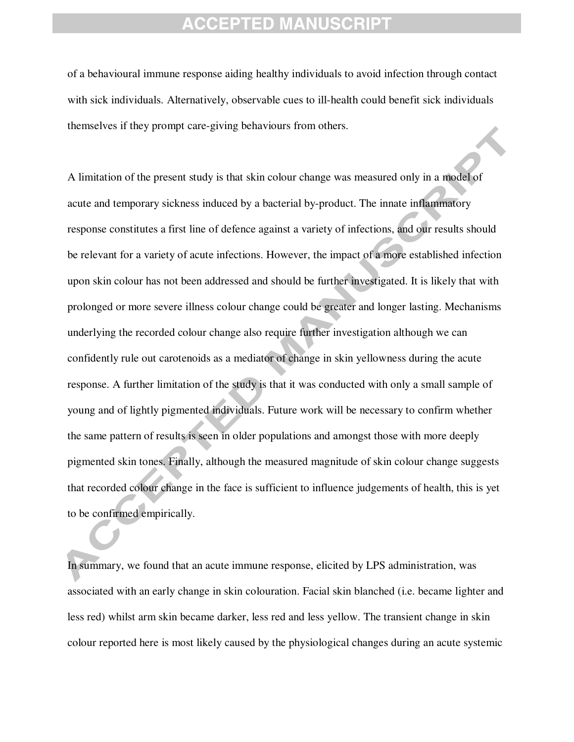of a behavioural immune response aiding healthy individuals to avoid infection through contact with sick individuals. Alternatively, observable cues to ill-health could benefit sick individuals themselves if they prompt care-giving behaviours from others.

A limitation of the present study is that skin colour change was measured only in a model of acute and temporary sickness induced by a bacterial by-product. The innate inflammatory response constitutes a first line of defence against a variety of infections, and our results should be relevant for a variety of acute infections. However, the impact of a more established infection upon skin colour has not been addressed and should be further investigated. It is likely that with prolonged or more severe illness colour change could be greater and longer lasting. Mechanisms underlying the recorded colour change also require further investigation although we can confidently rule out carotenoids as a mediator of change in skin yellowness during the acute response. A further limitation of the study is that it was conducted with only a small sample of young and of lightly pigmented individuals. Future work will be necessary to confirm whether the same pattern of results is seen in older populations and amongst those with more deeply pigmented skin tones. Finally, although the measured magnitude of skin colour change suggests that recorded colour change in the face is sufficient to influence judgements of health, this is yet to be confirmed empirically.

In summary, we found that an acute immune response, elicited by LPS administration, was associated with an early change in skin colouration. Facial skin blanched (i.e. became lighter and less red) whilst arm skin became darker, less red and less yellow. The transient change in skin colour reported here is most likely caused by the physiological changes during an acute systemic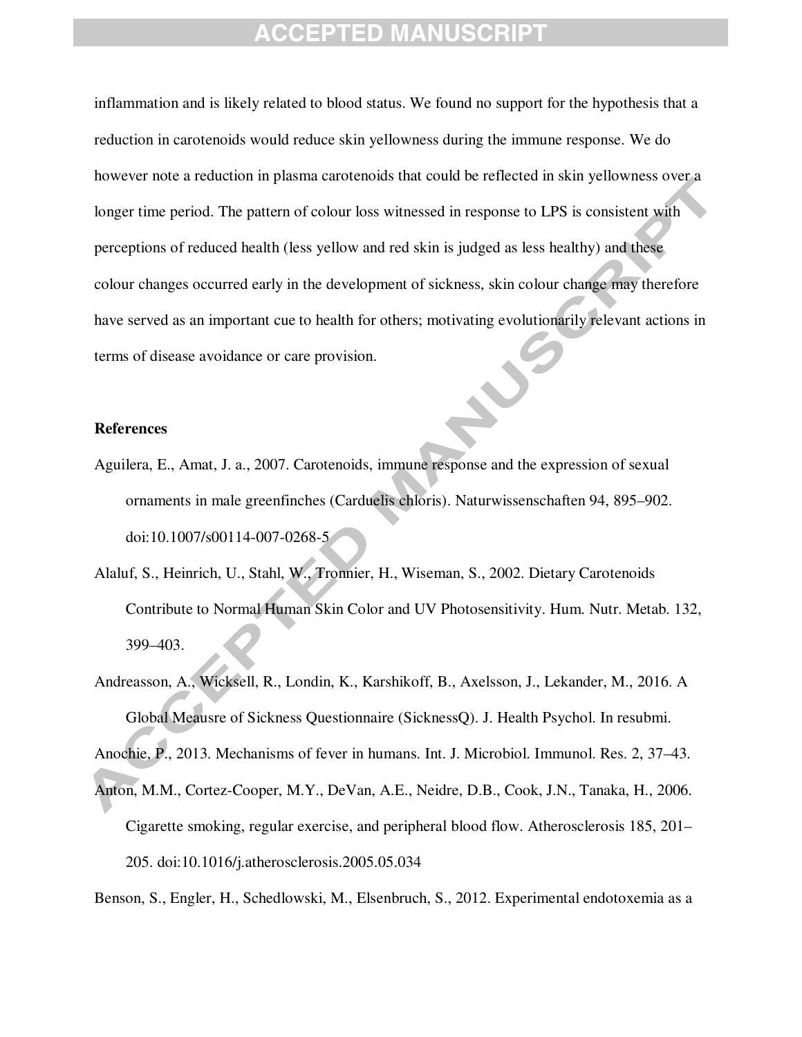inflammation and is likely related to blood status. We found no support for the hypothesis that a reduction in carotenoids would reduce skin yellowness during the immune response. We do however note a reduction in plasma carotenoids that could be reflected in skin yellowness over a longer time period. The pattern of colour loss witnessed in response to LPS is consistent with perceptions of reduced health (less yellow and red skin is judged as less healthy) and these colour changes occurred early in the development of sickness, skin colour change may therefore have served as an important cue to health for others; motivating evolutionarily relevant actions in terms of disease avoidance or care provision.

**References**

Aguilera, E., Amat, J. a., 2007. Carotenoids, immune response and the expression of sexual ornaments in male greenfinches (Carduelis chloris). Naturwissenschaften 94, 895–902. doi:10.1007/s00114-007-0268-5

Alaluf, S., Heinrich, U., Stahl, W., Tronnier, H., Wiseman, S., 2002. Dietary Carotenoids Contribute to Normal Human Skin Color and UV Photosensitivity. Hum. Nutr. Metab. 132, 399–403.

Andreasson, A., Wicksell, R., Londin, K., Karshikoff, B., Axelsson, J., Lekander, M., 2016. A Global Meausre of Sickness Questionnaire (SicknessQ). J. Health Psychol. In resubmi.

Anochie, P., 2013. Mechanisms of fever in humans. Int. J. Microbiol. Immunol. Res. 2, 37–43.

Anton, M.M., Cortez-Cooper, M.Y., DeVan, A.E., Neidre, D.B., Cook, J.N., Tanaka, H., 2006. Cigarette smoking, regular exercise, and peripheral blood flow. Atherosclerosis 185, 201–205. doi:10.1016/j.atherosclerosis.2005.05.034

Benson, S., Engler, H., Schedlowski, M., Elsenbruch, S., 2012. Experimental endotoxemia as a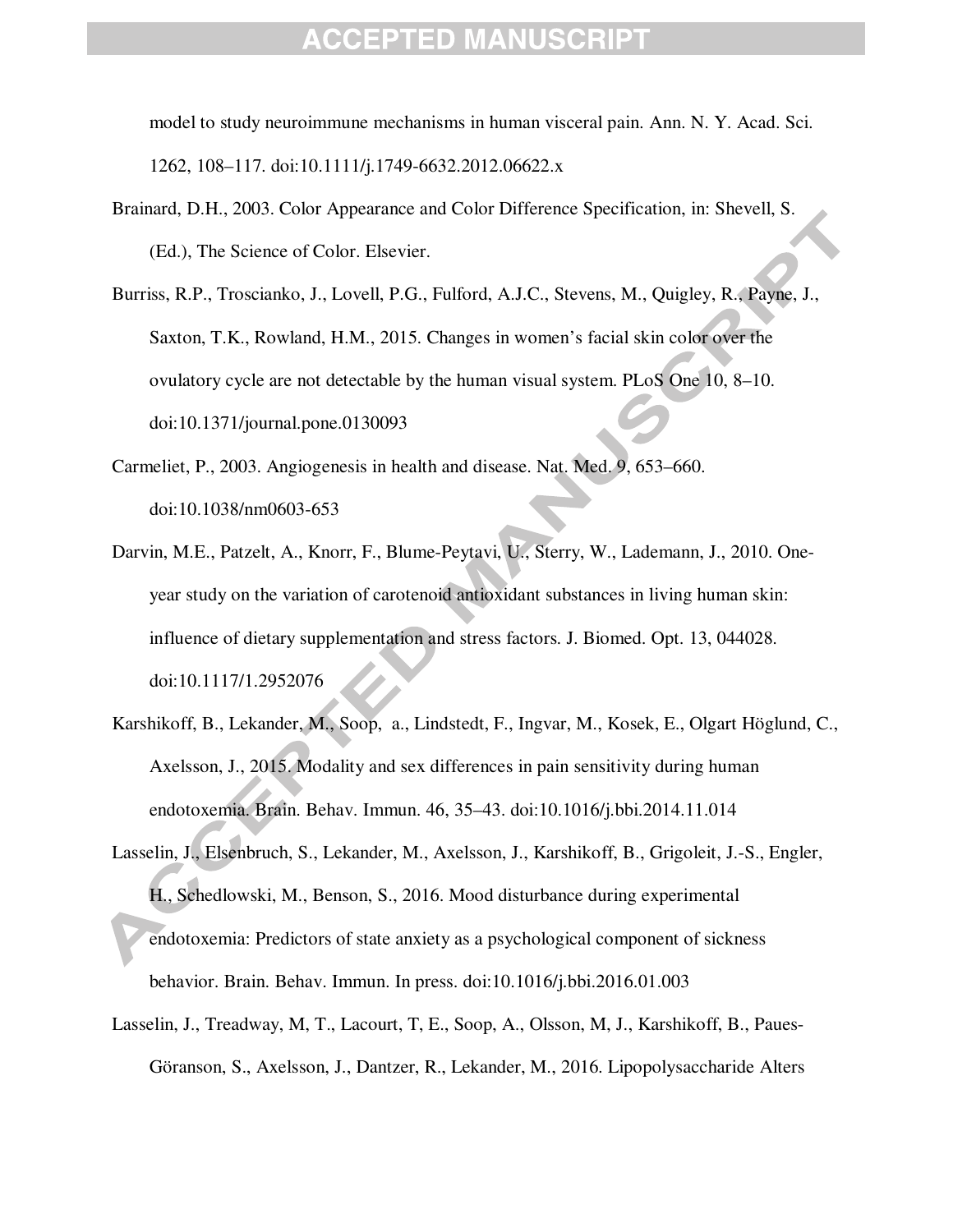model to study neuroimmune mechanisms in human visceral pain. Ann. N. Y. Acad. Sci. 1262, 108–117. doi:10.1111/j.1749-6632.2012.06622.x

Brainard, D.H., 2003. Color Appearance and Color Difference Specification, in: Shevell, S. (Ed.), The Science of Color. Elsevier.

Burriss, R.P., Troscianko, J., Lovell, P.G., Fulford, A.J.C., Stevens, M., Quigley, R., Payne, J., Saxton, T.K., Rowland, H.M., 2015. Changes in women's facial skin color over the ovulatory cycle are not detectable by the human visual system. PLoS One 10, 8–10. doi:10.1371/journal.pone.0130093

Carmeliet, P., 2003. Angiogenesis in health and disease. Nat. Med. 9, 653–660. doi:10.1038/nm0603-653

Darvin, M.E., Patzelt, A., Knorr, F., Blume-Peytavi, U., Sterry, W., Lademann, J., 2010. One-year study on the variation of carotenoid antioxidant substances in living human skin: influence of dietary supplementation and stress factors. J. Biomed. Opt. 13, 044028. doi:10.1117/1.2952076

Karshikoff, B., Lekander, M., Soop, a., Lindstedt, F., Ingvar, M., Kosek, E., Olgart Höglund, C., Axelsson, J., 2015. Modality and sex differences in pain sensitivity during human endotoxemia. Brain. Behav. Immun. 46, 35–43. doi:10.1016/j.bbi.2014.11.014

Lasselin, J., Elsenbruch, S., Lekander, M., Axelsson, J., Karshikoff, B., Grigoleit, J.-S., Engler, H., Schedlowski, M., Benson, S., 2016. Mood disturbance during experimental endotoxemia: Predictors of state anxiety as a psychological component of sickness behavior. Brain. Behav. Immun. In press. doi:10.1016/j.bbi.2016.01.003

Lasselin, J., Treadway, M, T., Lacourt, T, E., Soop, A., Olsson, M, J., Karshikoff, B., Paues-Göranson, S., Axelsson, J., Dantzer, R., Lekander, M., 2016. Lipopolysaccharide Alters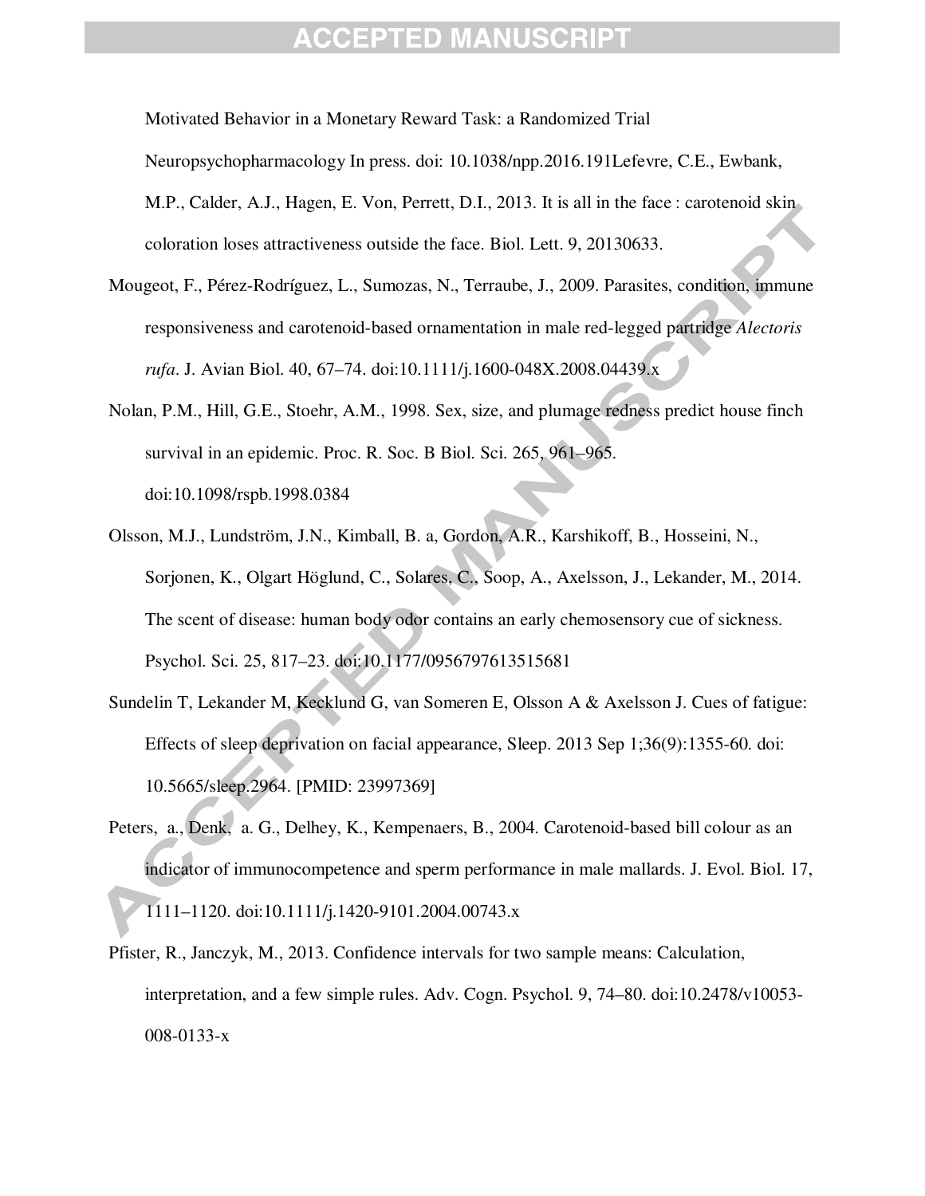Motivated Behavior in a Monetary Reward Task: a Randomized Trial Neuropsychopharmacology In press. doi: 10.1038/npp.2016.191Lefevre, C.E., Ewbank, M.P., Calder, A.J., Hagen, E. Von, Perrett, D.I., 2013. It is all in the face : carotenoid skin coloration loses attractiveness outside the face. Biol. Lett. 9, 20130633.

Mougeot, F., Pérez-Rodríguez, L., Sumozas, N., Terraube, J., 2009. Parasites, condition, immune responsiveness and carotenoid-based ornamentation in male red-legged partridge *Alectoris rufa*. J. Avian Biol. 40, 67–74. doi:10.1111/j.1600-048X.2008.04439.x

Nolan, P.M., Hill, G.E., Stoehr, A.M., 1998. Sex, size, and plumage redness predict house finch survival in an epidemic. Proc. R. Soc. B Biol. Sci. 265, 961–965. doi:10.1098/rspb.1998.0384

Olsson, M.J., Lundström, J.N., Kimball, B. a, Gordon, A.R., Karshikoff, B., Hosseini, N., Sorjonen, K., Olgart Höglund, C., Solares, C., Soop, A., Axelsson, J., Lekander, M., 2014. The scent of disease: human body odor contains an early chemosensory cue of sickness. Psychol. Sci. 25, 817–23. doi:10.1177/0956797613515681

Sundelin T, Lekander M, Kecklund G, van Someren E, Olsson A & Axelsson J. Cues of fatigue: Effects of sleep deprivation on facial appearance, Sleep. 2013 Sep 1;36(9):1355-60. doi: 10.5665/sleep.2964. [PMID: 23997369]

Peters, a., Denk, a. G., Delhey, K., Kempenaers, B., 2004. Carotenoid-based bill colour as an indicator of immunocompetence and sperm performance in male mallards. J. Evol. Biol. 17, 1111–1120. doi:10.1111/j.1420-9101.2004.00743.x

Pfister, R., Janczyk, M., 2013. Confidence intervals for two sample means: Calculation, interpretation, and a few simple rules. Adv. Cogn. Psychol. 9, 74–80. doi:10.2478/v10053-008-0133-x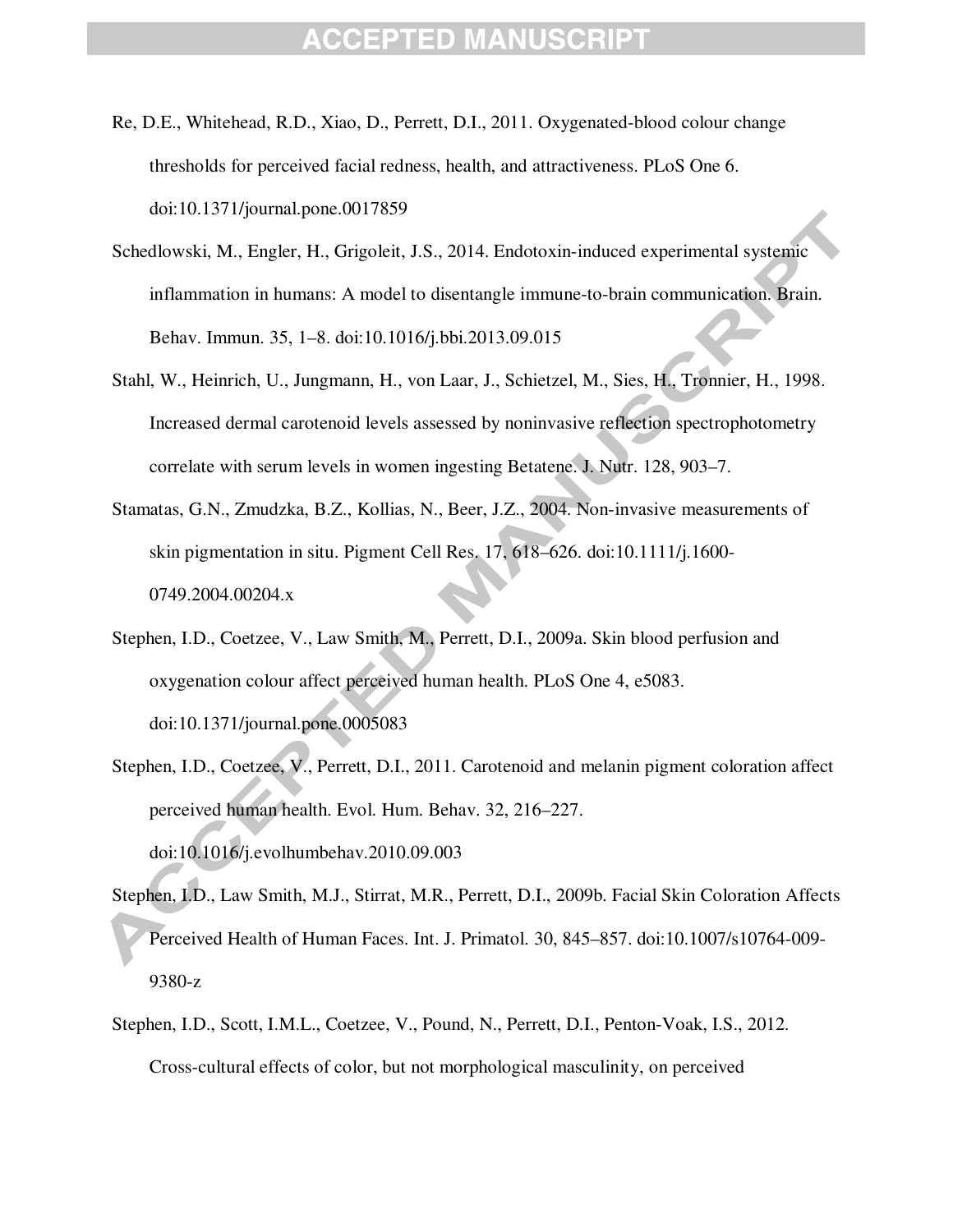Re, D.E., Whitehead, R.D., Xiao, D., Perrett, D.I., 2011. Oxygenated-blood colour change thresholds for perceived facial redness, health, and attractiveness. PLoS One 6. doi:10.1371/journal.pone.0017859

Schedlowski, M., Engler, H., Grigoleit, J.S., 2014. Endotoxin-induced experimental systemic inflammation in humans: A model to disentangle immune-to-brain communication. Brain. Behav. Immun. 35, 1–8. doi:10.1016/j.bbi.2013.09.015

Stahl, W., Heinrich, U., Jungmann, H., von Laar, J., Schietzel, M., Sies, H., Tronnier, H., 1998. Increased dermal carotenoid levels assessed by noninvasive reflection spectrophotometry correlate with serum levels in women ingesting Betatene. J. Nutr. 128, 903–7.

Stamatas, G.N., Zmudzka, B.Z., Kollias, N., Beer, J.Z., 2004. Non-invasive measurements of skin pigmentation in situ. Pigment Cell Res. 17, 618–626. doi:10.1111/j.1600-0749.2004.00204.x

Stephen, I.D., Coetzee, V., Law Smith, M., Perrett, D.I., 2009a. Skin blood perfusion and oxygenation colour affect perceived human health. PLoS One 4, e5083. doi:10.1371/journal.pone.0005083

Stephen, I.D., Coetzee, V., Perrett, D.I., 2011. Carotenoid and melanin pigment coloration affect perceived human health. Evol. Hum. Behav. 32, 216–227. doi:10.1016/j.evolhumbehav.2010.09.003

Stephen, I.D., Law Smith, M.J., Stirrat, M.R., Perrett, D.I., 2009b. Facial Skin Coloration Affects Perceived Health of Human Faces. Int. J. Primatol. 30, 845–857. doi:10.1007/s10764-009-9380-z

Stephen, I.D., Scott, I.M.L., Coetzee, V., Pound, N., Perrett, D.I., Penton-Voak, I.S., 2012. Cross-cultural effects of color, but not morphological masculinity, on perceived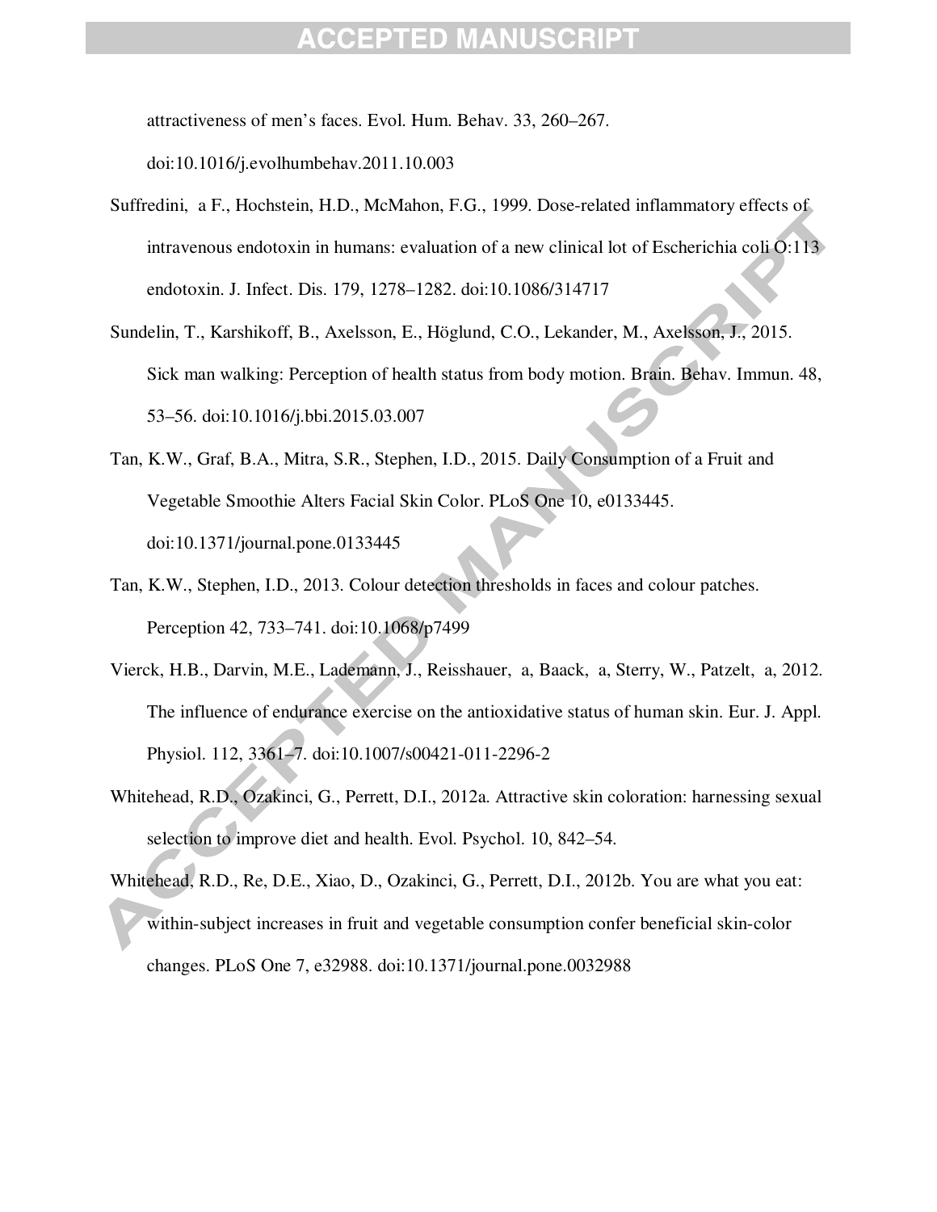attractiveness of men's faces. Evol. Hum. Behav. 33, 260–267. doi:10.1016/j.evolhumbehav.2011.10.003

Suffredini, a F., Hochstein, H.D., McMahon, F.G., 1999. Dose-related inflammatory effects of intravenous endotoxin in humans: evaluation of a new clinical lot of Escherichia coli O:113 endotoxin. J. Infect. Dis. 179, 1278–1282. doi:10.1086/314717

Sundelin, T., Karshikoff, B., Axelsson, E., Höglund, C.O., Lekander, M., Axelsson, J., 2015. Sick man walking: Perception of health status from body motion. Brain. Behav. Immun. 48, 53–56. doi:10.1016/j.bbi.2015.03.007

Tan, K.W., Graf, B.A., Mitra, S.R., Stephen, I.D., 2015. Daily Consumption of a Fruit and Vegetable Smoothie Alters Facial Skin Color. PLoS One 10, e0133445. doi:10.1371/journal.pone.0133445

Tan, K.W., Stephen, I.D., 2013. Colour detection thresholds in faces and colour patches. Perception 42, 733–741. doi:10.1068/p7499

Vierck, H.B., Darvin, M.E., Lademann, J., Reisshauer, a, Baack, a, Sterry, W., Patzelt, a, 2012. The influence of endurance exercise on the antioxidative status of human skin. Eur. J. Appl. Physiol. 112, 3361–7. doi:10.1007/s00421-011-2296-2

Whitehead, R.D., Ozakinci, G., Perrett, D.I., 2012a. Attractive skin coloration: harnessing sexual selection to improve diet and health. Evol. Psychol. 10, 842–54.

Whitehead, R.D., Re, D.E., Xiao, D., Ozakinci, G., Perrett, D.I., 2012b. You are what you eat: within-subject increases in fruit and vegetable consumption confer beneficial skin-color changes. PLoS One 7, e32988. doi:10.1371/journal.pone.0032988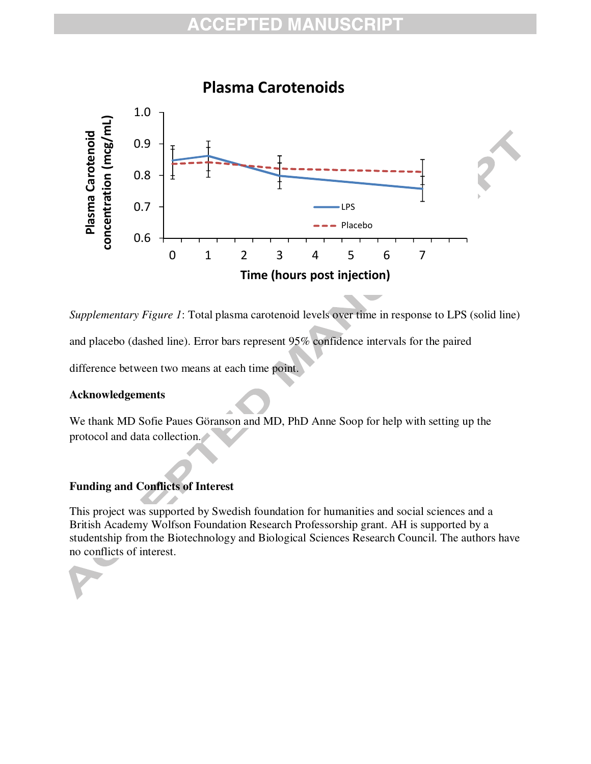*Supplementary Figure 1*: Total plasma carotenoid levels over time in response to LPS (solid line) and placebo (dashed line). Error bars represent 95% confidence intervals for the paired difference between two means at each time point.

**Acknowledgements**

We thank MD Sofie Paues Göranson and MD, PhD Anne Soop for help with setting up the protocol and data collection.

**Funding and Conflicts of Interest**

This project was supported by Swedish foundation for humanities and social sciences and a British Academy Wolfson Foundation Research Professorship grant. AH is supported by a studentship from the Biotechnology and Biological Sciences Research Council. The authors have no conflicts of interest.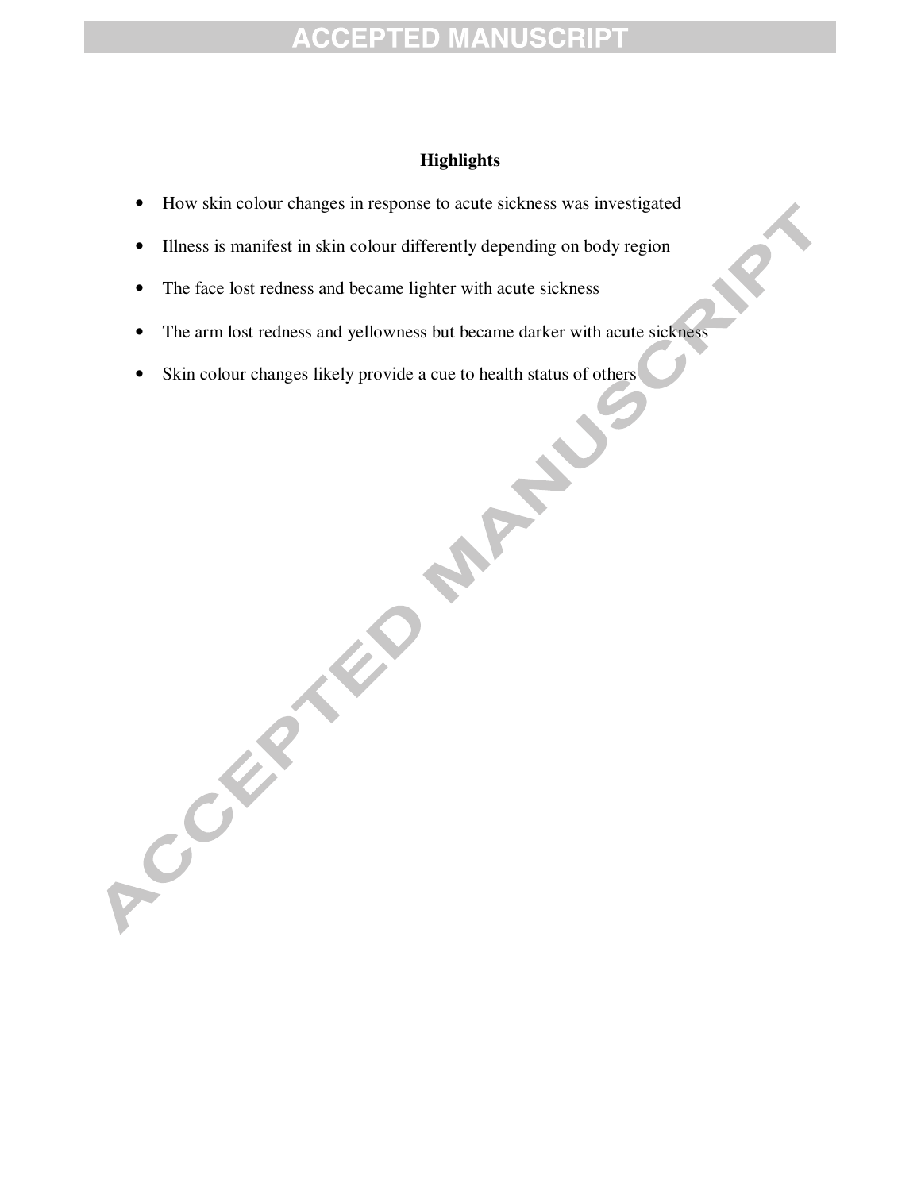## Highlights

- How skin colour changes in response to acute sickness was investigated
- Illness is manifest in skin colour differently depending on body region
- The face lost redness and became lighter with acute sickness
- The arm lost redness and yellowness but became darker with acute sickness
- Skin colour changes likely provide a cue to health status of others